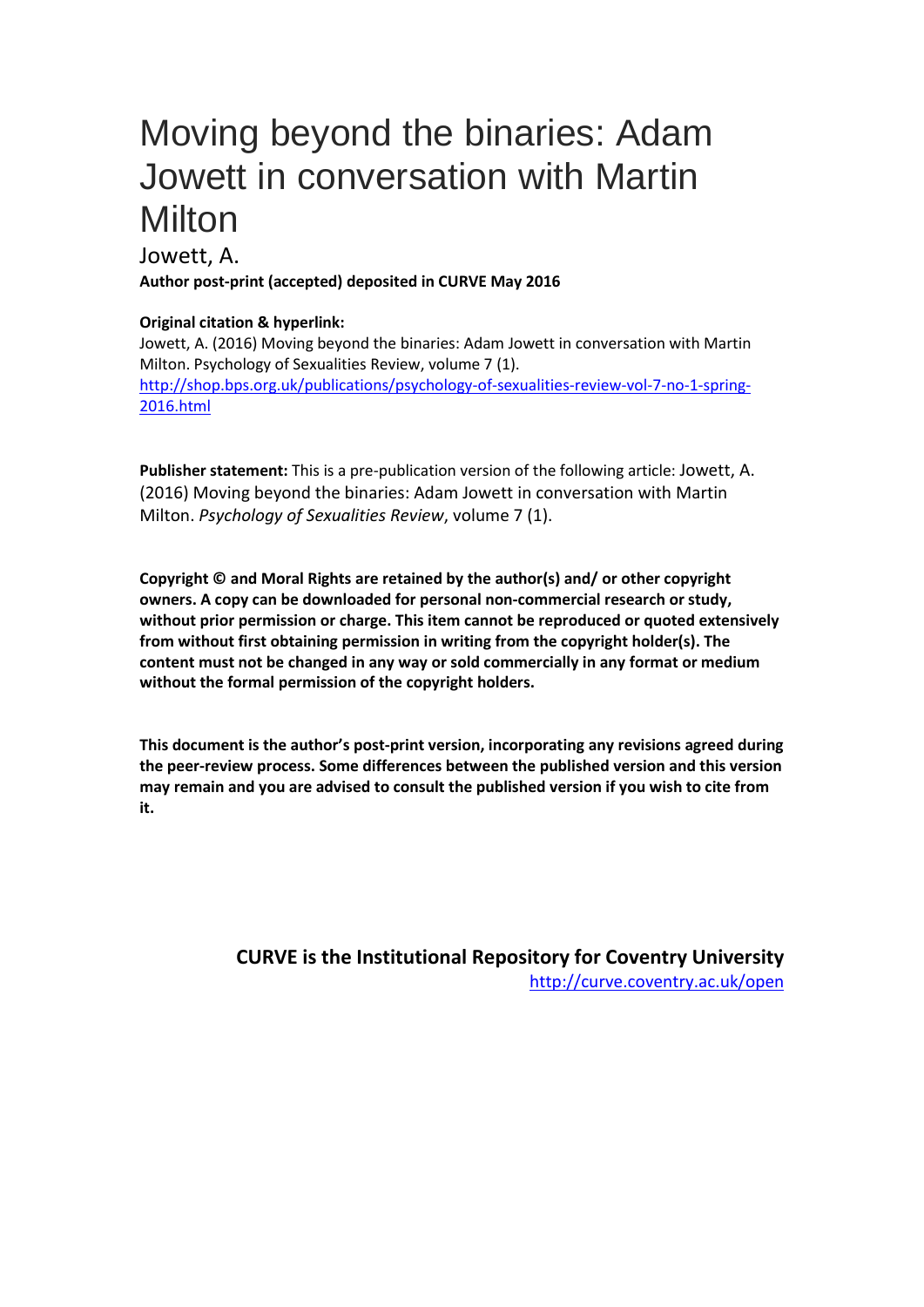# Moving beyond the binaries: Adam Jowett in conversation with Martin Milton

Jowett, A.

**Author post-print (accepted) deposited in CURVE May 2016**

**Original citation & hyperlink:**

Jowett, A. (2016) Moving beyond the binaries: Adam Jowett in conversation with Martin Milton. Psychology of Sexualities Review, volume 7 (1).
http://shop.bps.org.uk/publications/psychology-of-sexualities-review-vol-7-no-1-spring-2016.html

**Publisher statement:** This is a pre-publication version of the following article: Jowett, A. (2016) Moving beyond the binaries: Adam Jowett in conversation with Martin Milton. *Psychology of Sexualities Review*, volume 7 (1).

**Copyright © and Moral Rights are retained by the author(s) and/ or other copyright owners. A copy can be downloaded for personal non-commercial research or study, without prior permission or charge. This item cannot be reproduced or quoted extensively from without first obtaining permission in writing from the copyright holder(s). The content must not be changed in any way or sold commercially in any format or medium without the formal permission of the copyright holders.**

**This document is the author's post-print version, incorporating any revisions agreed during the peer-review process. Some differences between the published version and this version may remain and you are advised to consult the published version if you wish to cite from it.**

**CURVE is the Institutional Repository for Coventry University**
http://curve.coventry.ac.uk/open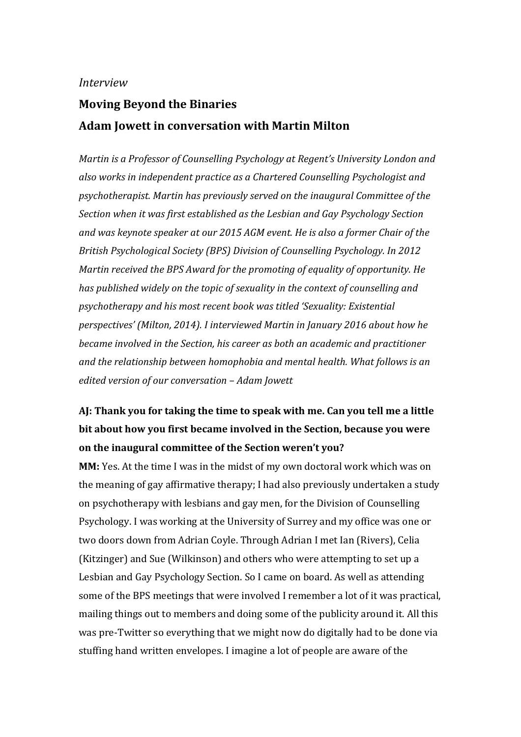*Interview*

## Moving Beyond the Binaries

## Adam Jowett in conversation with Martin Milton

*Martin is a Professor of Counselling Psychology at Regent's University London and also works in independent practice as a Chartered Counselling Psychologist and psychotherapist. Martin has previously served on the inaugural Committee of the Section when it was first established as the Lesbian and Gay Psychology Section and was keynote speaker at our 2015 AGM event. He is also a former Chair of the British Psychological Society (BPS) Division of Counselling Psychology. In 2012 Martin received the BPS Award for the promoting of equality of opportunity. He has published widely on the topic of sexuality in the context of counselling and psychotherapy and his most recent book was titled 'Sexuality: Existential perspectives' (Milton, 2014). I interviewed Martin in January 2016 about how he became involved in the Section, his career as both an academic and practitioner and the relationship between homophobia and mental health. What follows is an edited version of our conversation – Adam Jowett*

**AJ: Thank you for taking the time to speak with me. Can you tell me a little bit about how you first became involved in the Section, because you were on the inaugural committee of the Section weren't you?**

**MM:** Yes. At the time I was in the midst of my own doctoral work which was on the meaning of gay affirmative therapy; I had also previously undertaken a study on psychotherapy with lesbians and gay men, for the Division of Counselling Psychology. I was working at the University of Surrey and my office was one or two doors down from Adrian Coyle. Through Adrian I met Ian (Rivers), Celia (Kitzinger) and Sue (Wilkinson) and others who were attempting to set up a Lesbian and Gay Psychology Section. So I came on board. As well as attending some of the BPS meetings that were involved I remember a lot of it was practical, mailing things out to members and doing some of the publicity around it. All this was pre-Twitter so everything that we might now do digitally had to be done via stuffing hand written envelopes. I imagine a lot of people are aware of the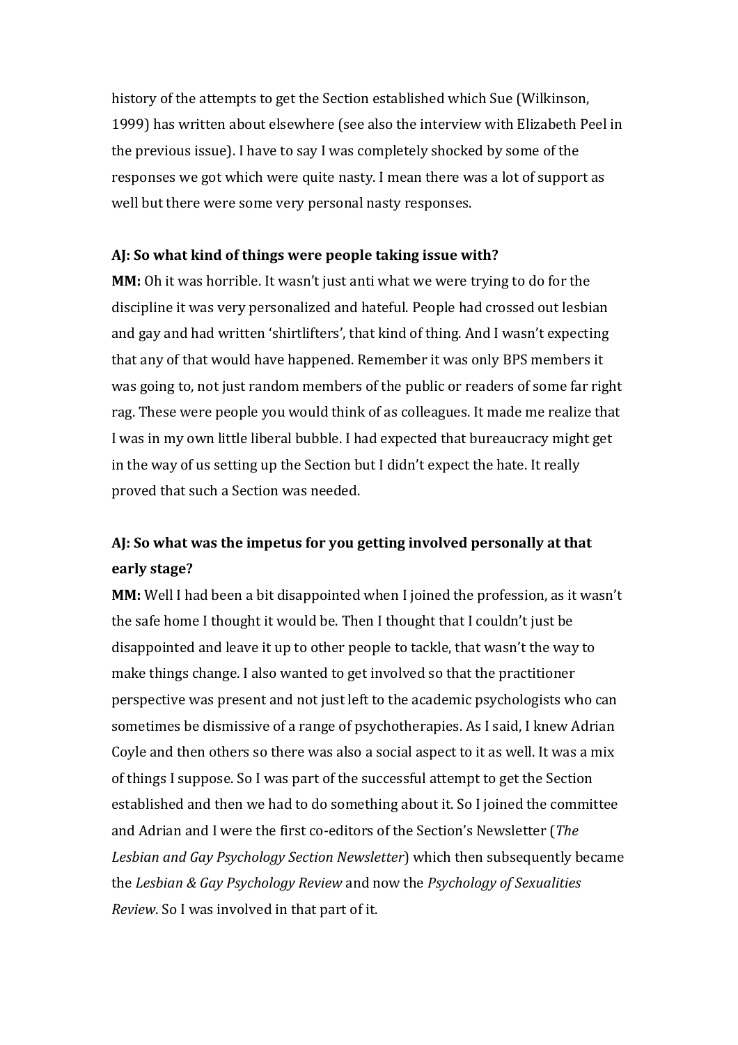history of the attempts to get the Section established which Sue (Wilkinson, 1999) has written about elsewhere (see also the interview with Elizabeth Peel in the previous issue). I have to say I was completely shocked by some of the responses we got which were quite nasty. I mean there was a lot of support as well but there were some very personal nasty responses.

**AJ: So what kind of things were people taking issue with?**

**MM:** Oh it was horrible. It wasn't just anti what we were trying to do for the discipline it was very personalized and hateful. People had crossed out lesbian and gay and had written 'shirtlifters', that kind of thing. And I wasn't expecting that any of that would have happened. Remember it was only BPS members it was going to, not just random members of the public or readers of some far right rag. These were people you would think of as colleagues. It made me realize that I was in my own little liberal bubble. I had expected that bureaucracy might get in the way of us setting up the Section but I didn't expect the hate. It really proved that such a Section was needed.

**AJ: So what was the impetus for you getting involved personally at that early stage?**

**MM:** Well I had been a bit disappointed when I joined the profession, as it wasn't the safe home I thought it would be. Then I thought that I couldn't just be disappointed and leave it up to other people to tackle, that wasn't the way to make things change. I also wanted to get involved so that the practitioner perspective was present and not just left to the academic psychologists who can sometimes be dismissive of a range of psychotherapies. As I said, I knew Adrian Coyle and then others so there was also a social aspect to it as well. It was a mix of things I suppose. So I was part of the successful attempt to get the Section established and then we had to do something about it. So I joined the committee and Adrian and I were the first co-editors of the Section's Newsletter (*The Lesbian and Gay Psychology Section Newsletter*) which then subsequently became the *Lesbian & Gay Psychology Review* and now the *Psychology of Sexualities Review*. So I was involved in that part of it.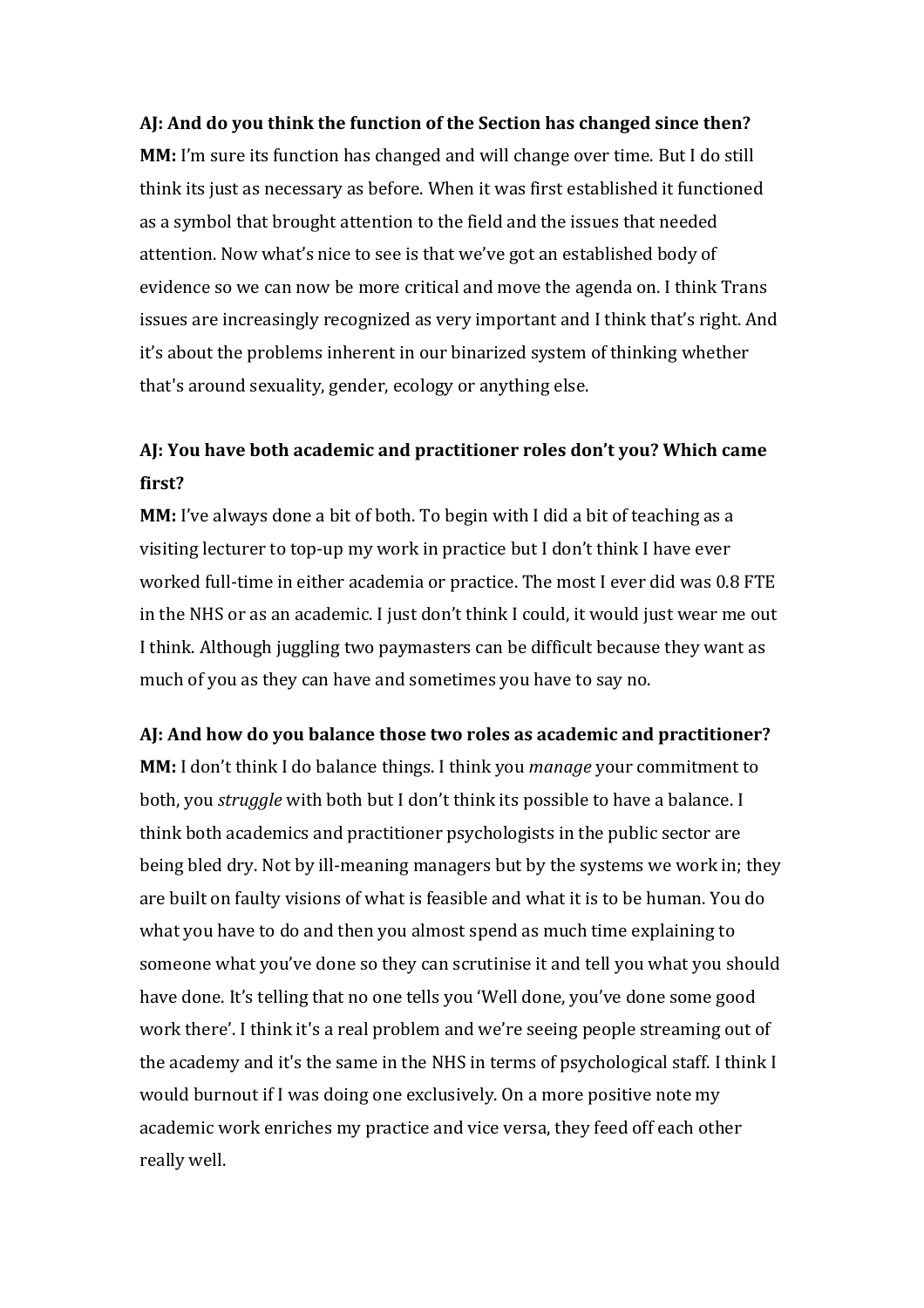**AJ: And do you think the function of the Section has changed since then?**
**MM:** I'm sure its function has changed and will change over time. But I do still think its just as necessary as before. When it was first established it functioned as a symbol that brought attention to the field and the issues that needed attention. Now what's nice to see is that we've got an established body of evidence so we can now be more critical and move the agenda on. I think Trans issues are increasingly recognized as very important and I think that's right. And it's about the problems inherent in our binarized system of thinking whether that's around sexuality, gender, ecology or anything else.

**AJ: You have both academic and practitioner roles don't you? Which came first?**
**MM:** I've always done a bit of both. To begin with I did a bit of teaching as a visiting lecturer to top-up my work in practice but I don't think I have ever worked full-time in either academia or practice. The most I ever did was 0.8 FTE in the NHS or as an academic. I just don't think I could, it would just wear me out I think. Although juggling two paymasters can be difficult because they want as much of you as they can have and sometimes you have to say no.

**AJ: And how do you balance those two roles as academic and practitioner?**
**MM:** I don't think I do balance things. I think you *manage* your commitment to both, you *struggle* with both but I don't think its possible to have a balance. I think both academics and practitioner psychologists in the public sector are being bled dry. Not by ill-meaning managers but by the systems we work in; they are built on faulty visions of what is feasible and what it is to be human. You do what you have to do and then you almost spend as much time explaining to someone what you've done so they can scrutinise it and tell you what you should have done. It's telling that no one tells you 'Well done, you've done some good work there'. I think it's a real problem and we're seeing people streaming out of the academy and it's the same in the NHS in terms of psychological staff. I think I would burnout if I was doing one exclusively. On a more positive note my academic work enriches my practice and vice versa, they feed off each other really well.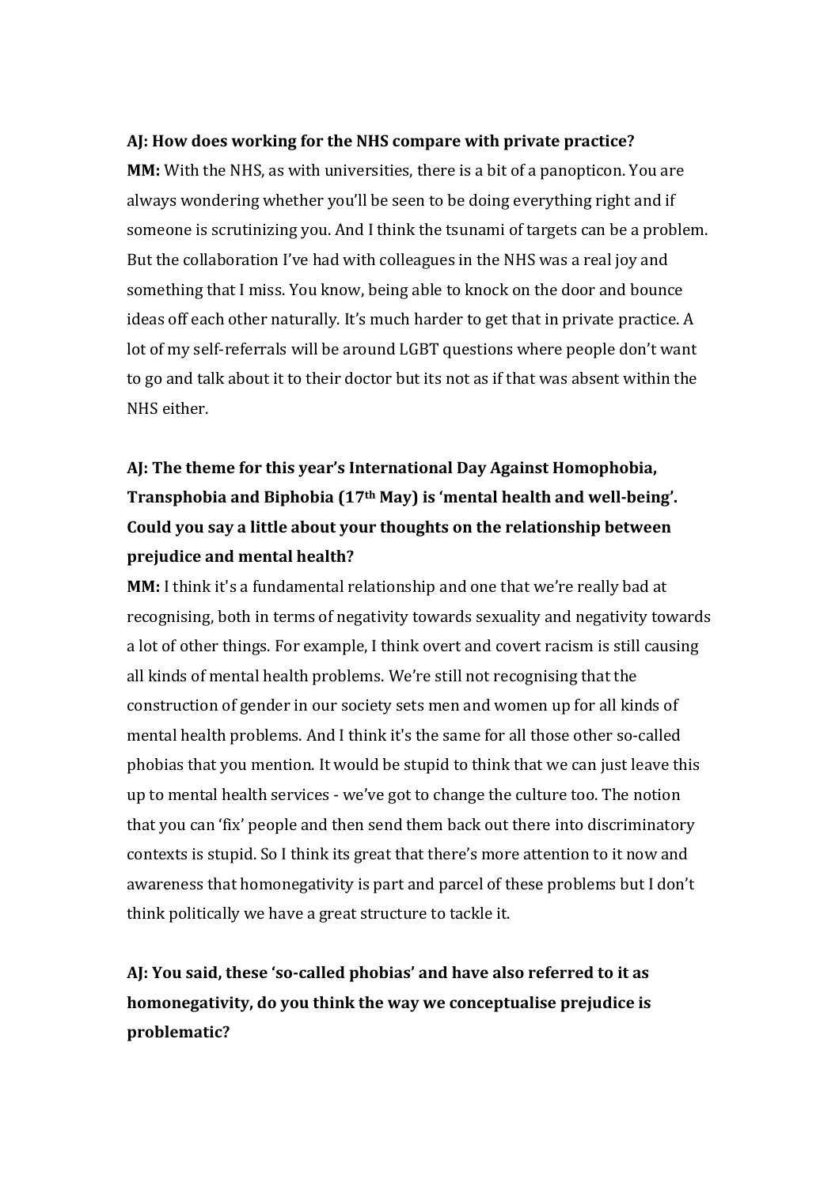**AJ: How does working for the NHS compare with private practice?**

**MM:** With the NHS, as with universities, there is a bit of a panopticon. You are always wondering whether you'll be seen to be doing everything right and if someone is scrutinizing you. And I think the tsunami of targets can be a problem. But the collaboration I've had with colleagues in the NHS was a real joy and something that I miss. You know, being able to knock on the door and bounce ideas off each other naturally. It's much harder to get that in private practice. A lot of my self-referrals will be around LGBT questions where people don't want to go and talk about it to their doctor but its not as if that was absent within the NHS either.

**AJ: The theme for this year's International Day Against Homophobia, Transphobia and Biphobia (17th May) is 'mental health and well-being'. Could you say a little about your thoughts on the relationship between prejudice and mental health?**

**MM:** I think it's a fundamental relationship and one that we're really bad at recognising, both in terms of negativity towards sexuality and negativity towards a lot of other things. For example, I think overt and covert racism is still causing all kinds of mental health problems. We're still not recognising that the construction of gender in our society sets men and women up for all kinds of mental health problems. And I think it's the same for all those other so-called phobias that you mention. It would be stupid to think that we can just leave this up to mental health services - we've got to change the culture too. The notion that you can 'fix' people and then send them back out there into discriminatory contexts is stupid. So I think its great that there's more attention to it now and awareness that homonegativity is part and parcel of these problems but I don't think politically we have a great structure to tackle it.

**AJ: You said, these 'so-called phobias' and have also referred to it as homonegativity, do you think the way we conceptualise prejudice is problematic?**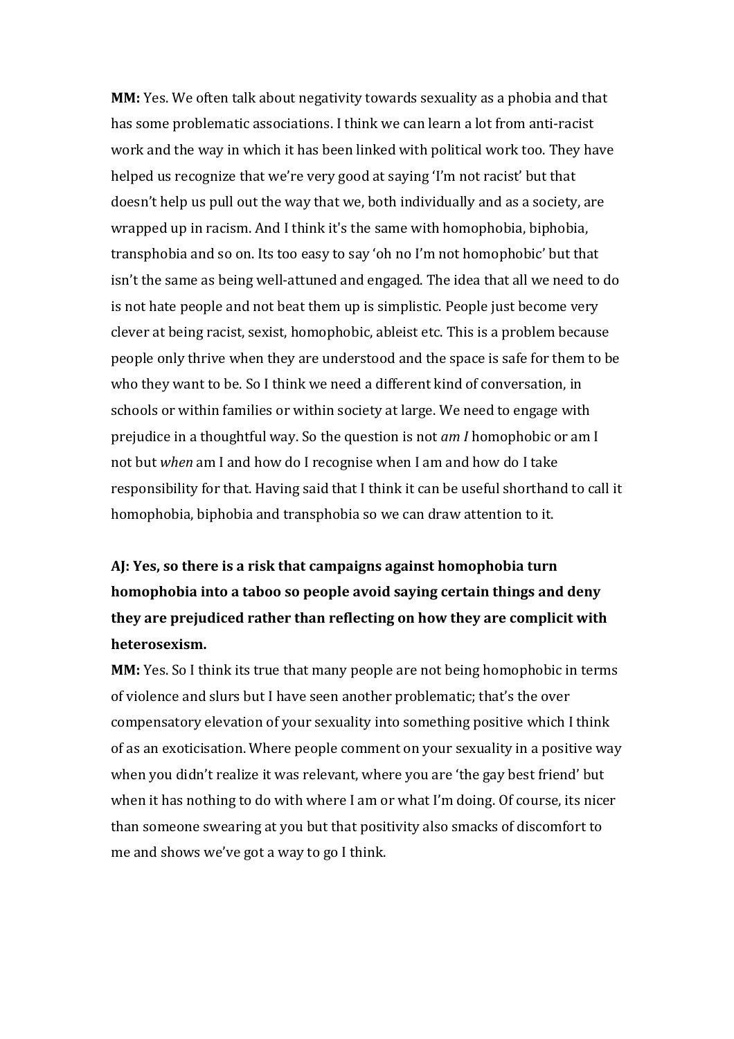**MM:** Yes. We often talk about negativity towards sexuality as a phobia and that has some problematic associations. I think we can learn a lot from anti-racist work and the way in which it has been linked with political work too. They have helped us recognize that we're very good at saying 'I'm not racist' but that doesn't help us pull out the way that we, both individually and as a society, are wrapped up in racism. And I think it's the same with homophobia, biphobia, transphobia and so on. Its too easy to say 'oh no I'm not homophobic' but that isn't the same as being well-attuned and engaged. The idea that all we need to do is not hate people and not beat them up is simplistic. People just become very clever at being racist, sexist, homophobic, ableist etc. This is a problem because people only thrive when they are understood and the space is safe for them to be who they want to be. So I think we need a different kind of conversation, in schools or within families or within society at large. We need to engage with prejudice in a thoughtful way. So the question is not *am I* homophobic or am I not but *when* am I and how do I recognise when I am and how do I take responsibility for that. Having said that I think it can be useful shorthand to call it homophobia, biphobia and transphobia so we can draw attention to it.

**AJ: Yes, so there is a risk that campaigns against homophobia turn homophobia into a taboo so people avoid saying certain things and deny they are prejudiced rather than reflecting on how they are complicit with heterosexism.**

**MM:** Yes. So I think its true that many people are not being homophobic in terms of violence and slurs but I have seen another problematic; that's the over compensatory elevation of your sexuality into something positive which I think of as an exoticisation. Where people comment on your sexuality in a positive way when you didn't realize it was relevant, where you are 'the gay best friend' but when it has nothing to do with where I am or what I'm doing. Of course, its nicer than someone swearing at you but that positivity also smacks of discomfort to me and shows we've got a way to go I think.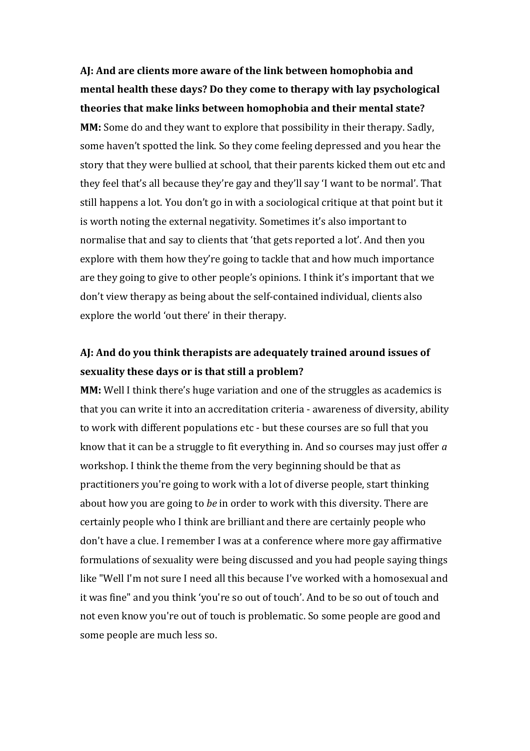**AJ: And are clients more aware of the link between homophobia and mental health these days? Do they come to therapy with lay psychological theories that make links between homophobia and their mental state?**

**MM:** Some do and they want to explore that possibility in their therapy. Sadly, some haven't spotted the link. So they come feeling depressed and you hear the story that they were bullied at school, that their parents kicked them out etc and they feel that's all because they're gay and they'll say 'I want to be normal'. That still happens a lot. You don't go in with a sociological critique at that point but it is worth noting the external negativity. Sometimes it's also important to normalise that and say to clients that 'that gets reported a lot'. And then you explore with them how they're going to tackle that and how much importance are they going to give to other people's opinions. I think it's important that we don't view therapy as being about the self-contained individual, clients also explore the world 'out there' in their therapy.

**AJ: And do you think therapists are adequately trained around issues of sexuality these days or is that still a problem?**

**MM:** Well I think there's huge variation and one of the struggles as academics is that you can write it into an accreditation criteria - awareness of diversity, ability to work with different populations etc - but these courses are so full that you know that it can be a struggle to fit everything in. And so courses may just offer *a* workshop. I think the theme from the very beginning should be that as practitioners you're going to work with a lot of diverse people, start thinking about how you are going to *be* in order to work with this diversity. There are certainly people who I think are brilliant and there are certainly people who don't have a clue. I remember I was at a conference where more gay affirmative formulations of sexuality were being discussed and you had people saying things like "Well I'm not sure I need all this because I've worked with a homosexual and it was fine" and you think 'you're so out of touch'. And to be so out of touch and not even know you're out of touch is problematic. So some people are good and some people are much less so.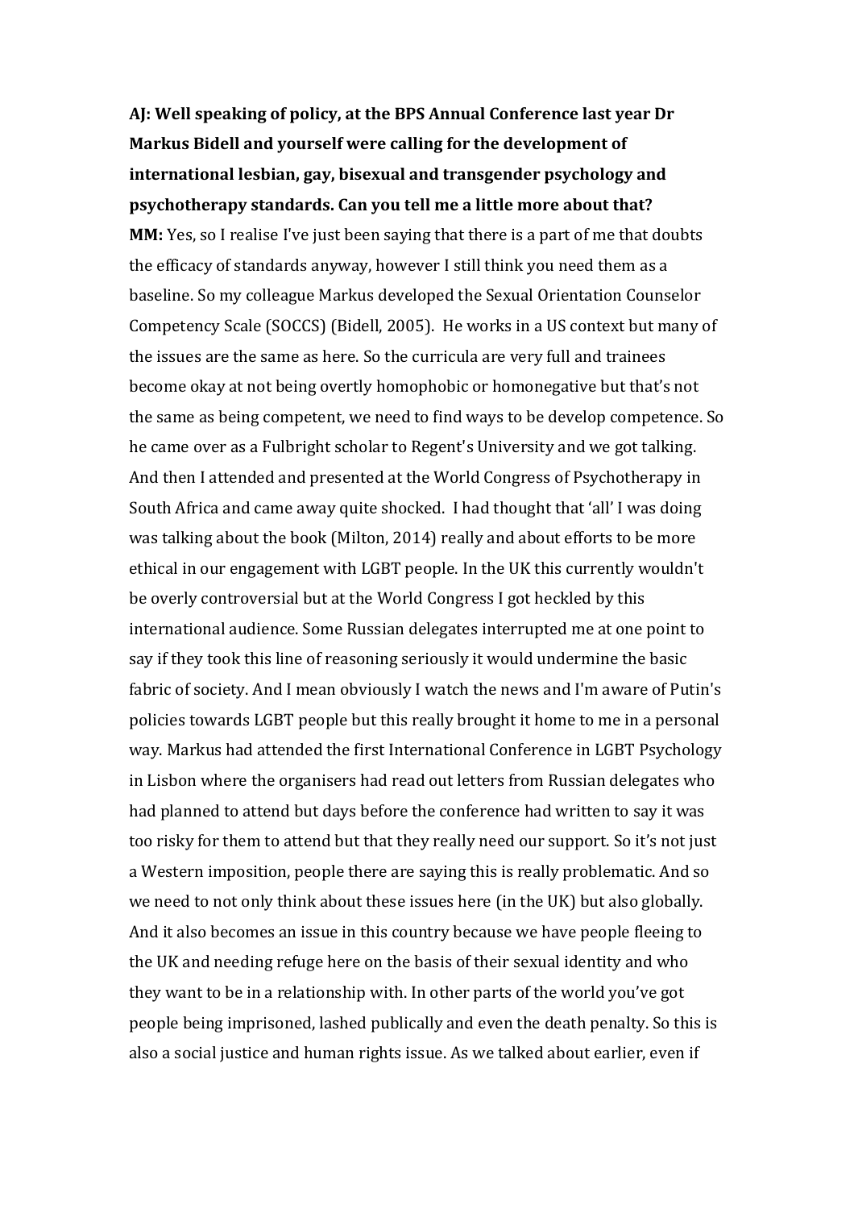**AJ: Well speaking of policy, at the BPS Annual Conference last year Dr Markus Bidell and yourself were calling for the development of international lesbian, gay, bisexual and transgender psychology and psychotherapy standards. Can you tell me a little more about that?**

**MM:** Yes, so I realise I've just been saying that there is a part of me that doubts the efficacy of standards anyway, however I still think you need them as a baseline. So my colleague Markus developed the Sexual Orientation Counselor Competency Scale (SOCCS) (Bidell, 2005). He works in a US context but many of the issues are the same as here. So the curricula are very full and trainees become okay at not being overtly homophobic or homonegative but that's not the same as being competent, we need to find ways to be develop competence. So he came over as a Fulbright scholar to Regent's University and we got talking. And then I attended and presented at the World Congress of Psychotherapy in South Africa and came away quite shocked. I had thought that 'all' I was doing was talking about the book (Milton, 2014) really and about efforts to be more ethical in our engagement with LGBT people. In the UK this currently wouldn't be overly controversial but at the World Congress I got heckled by this international audience. Some Russian delegates interrupted me at one point to say if they took this line of reasoning seriously it would undermine the basic fabric of society. And I mean obviously I watch the news and I'm aware of Putin's policies towards LGBT people but this really brought it home to me in a personal way. Markus had attended the first International Conference in LGBT Psychology in Lisbon where the organisers had read out letters from Russian delegates who had planned to attend but days before the conference had written to say it was too risky for them to attend but that they really need our support. So it's not just a Western imposition, people there are saying this is really problematic. And so we need to not only think about these issues here (in the UK) but also globally. And it also becomes an issue in this country because we have people fleeing to the UK and needing refuge here on the basis of their sexual identity and who they want to be in a relationship with. In other parts of the world you've got people being imprisoned, lashed publically and even the death penalty. So this is also a social justice and human rights issue. As we talked about earlier, even if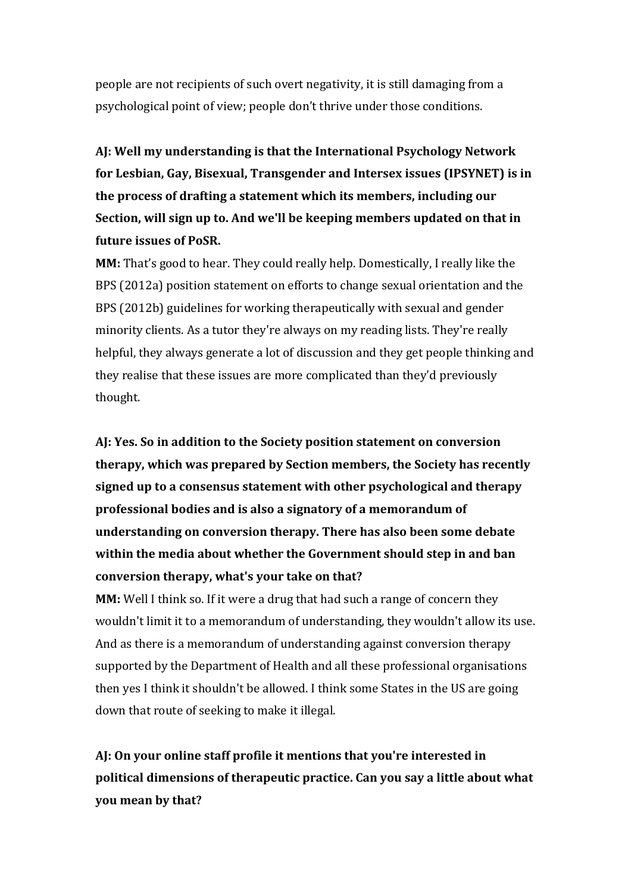people are not recipients of such overt negativity, it is still damaging from a psychological point of view; people don't thrive under those conditions.

**AJ: Well my understanding is that the International Psychology Network for Lesbian, Gay, Bisexual, Transgender and Intersex issues (IPSYNET) is in the process of drafting a statement which its members, including our Section, will sign up to. And we'll be keeping members updated on that in future issues of PoSR.**

**MM:** That's good to hear. They could really help. Domestically, I really like the BPS (2012a) position statement on efforts to change sexual orientation and the BPS (2012b) guidelines for working therapeutically with sexual and gender minority clients. As a tutor they're always on my reading lists. They're really helpful, they always generate a lot of discussion and they get people thinking and they realise that these issues are more complicated than they'd previously thought.

**AJ: Yes. So in addition to the Society position statement on conversion therapy, which was prepared by Section members, the Society has recently signed up to a consensus statement with other psychological and therapy professional bodies and is also a signatory of a memorandum of understanding on conversion therapy. There has also been some debate within the media about whether the Government should step in and ban conversion therapy, what's your take on that?**

**MM:** Well I think so. If it were a drug that had such a range of concern they wouldn't limit it to a memorandum of understanding, they wouldn't allow its use. And as there is a memorandum of understanding against conversion therapy supported by the Department of Health and all these professional organisations then yes I think it shouldn't be allowed. I think some States in the US are going down that route of seeking to make it illegal.

**AJ: On your online staff profile it mentions that you're interested in political dimensions of therapeutic practice. Can you say a little about what you mean by that?**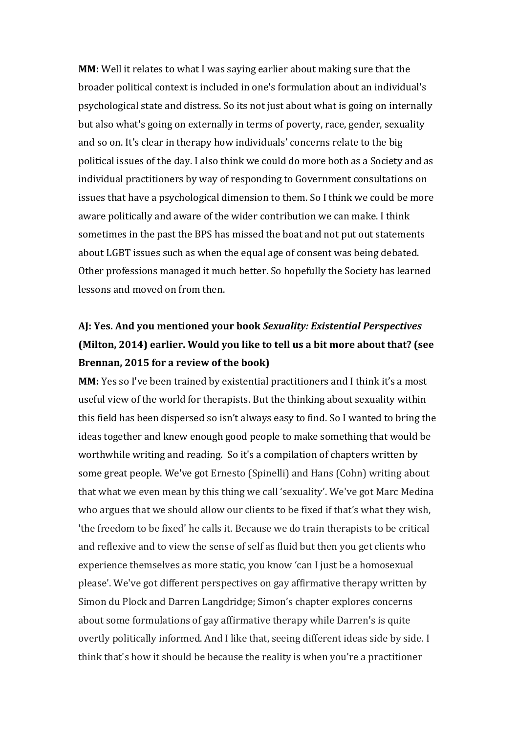**MM:** Well it relates to what I was saying earlier about making sure that the broader political context is included in one's formulation about an individual's psychological state and distress. So its not just about what is going on internally but also what's going on externally in terms of poverty, race, gender, sexuality and so on. It's clear in therapy how individuals' concerns relate to the big political issues of the day. I also think we could do more both as a Society and as individual practitioners by way of responding to Government consultations on issues that have a psychological dimension to them. So I think we could be more aware politically and aware of the wider contribution we can make. I think sometimes in the past the BPS has missed the boat and not put out statements about LGBT issues such as when the equal age of consent was being debated. Other professions managed it much better. So hopefully the Society has learned lessons and moved on from then.

**AJ: Yes. And you mentioned your book *Sexuality: Existential Perspectives* (Milton, 2014) earlier. Would you like to tell us a bit more about that? (see Brennan, 2015 for a review of the book)**

**MM:** Yes so I've been trained by existential practitioners and I think it's a most useful view of the world for therapists. But the thinking about sexuality within this field has been dispersed so isn't always easy to find. So I wanted to bring the ideas together and knew enough good people to make something that would be worthwhile writing and reading. So it's a compilation of chapters written by some great people. We've got Ernesto (Spinelli) and Hans (Cohn) writing about that what we even mean by this thing we call 'sexuality'. We've got Marc Medina who argues that we should allow our clients to be fixed if that's what they wish, 'the freedom to be fixed' he calls it. Because we do train therapists to be critical and reflexive and to view the sense of self as fluid but then you get clients who experience themselves as more static, you know 'can I just be a homosexual please'. We've got different perspectives on gay affirmative therapy written by Simon du Plock and Darren Langdridge; Simon's chapter explores concerns about some formulations of gay affirmative therapy while Darren's is quite overtly politically informed. And I like that, seeing different ideas side by side. I think that's how it should be because the reality is when you're a practitioner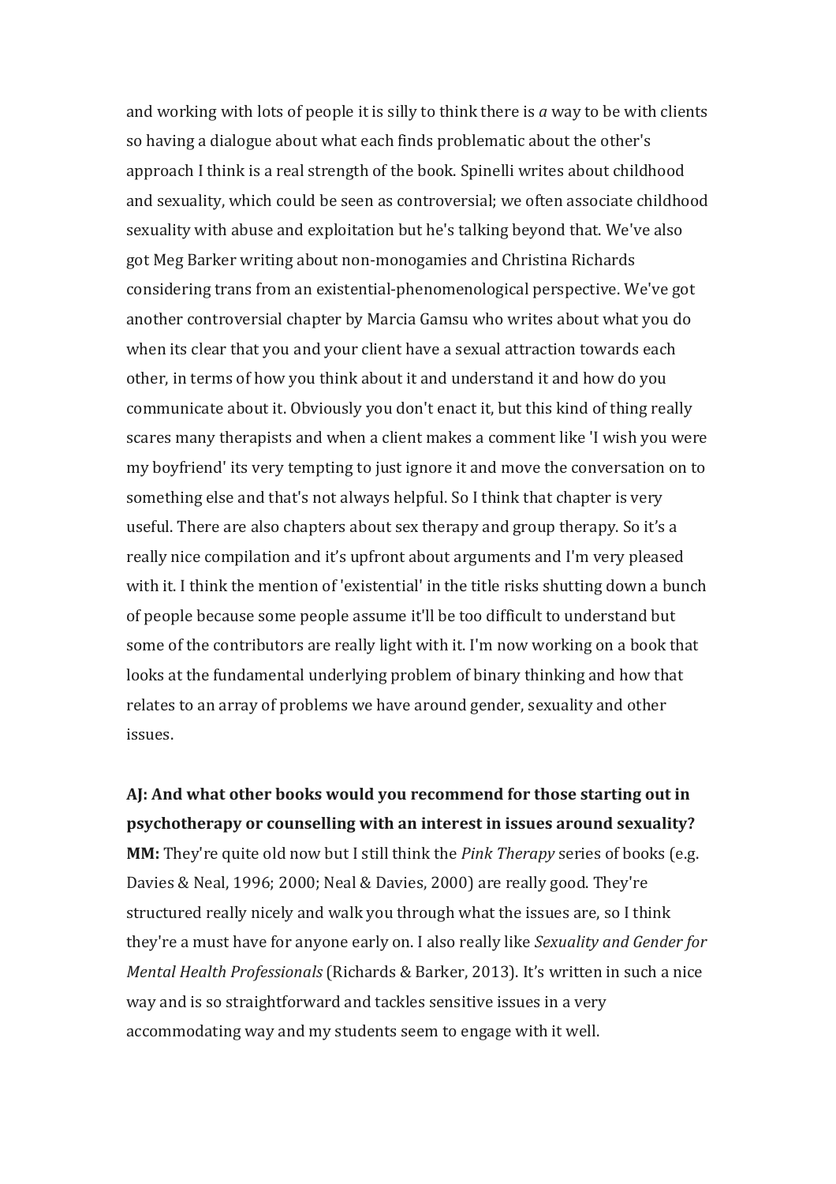and working with lots of people it is silly to think there is *a* way to be with clients so having a dialogue about what each finds problematic about the other's approach I think is a real strength of the book. Spinelli writes about childhood and sexuality, which could be seen as controversial; we often associate childhood sexuality with abuse and exploitation but he's talking beyond that. We've also got Meg Barker writing about non-monogamies and Christina Richards considering trans from an existential-phenomenological perspective. We've got another controversial chapter by Marcia Gamsu who writes about what you do when its clear that you and your client have a sexual attraction towards each other, in terms of how you think about it and understand it and how do you communicate about it. Obviously you don't enact it, but this kind of thing really scares many therapists and when a client makes a comment like 'I wish you were my boyfriend' its very tempting to just ignore it and move the conversation on to something else and that's not always helpful. So I think that chapter is very useful. There are also chapters about sex therapy and group therapy. So it's a really nice compilation and it's upfront about arguments and I'm very pleased with it. I think the mention of 'existential' in the title risks shutting down a bunch of people because some people assume it'll be too difficult to understand but some of the contributors are really light with it. I'm now working on a book that looks at the fundamental underlying problem of binary thinking and how that relates to an array of problems we have around gender, sexuality and other issues.

**AJ: And what other books would you recommend for those starting out in psychotherapy or counselling with an interest in issues around sexuality?**

**MM:** They're quite old now but I still think the *Pink Therapy* series of books (e.g. Davies & Neal, 1996; 2000; Neal & Davies, 2000) are really good. They're structured really nicely and walk you through what the issues are, so I think they're a must have for anyone early on. I also really like *Sexuality and Gender for Mental Health Professionals* (Richards & Barker, 2013). It's written in such a nice way and is so straightforward and tackles sensitive issues in a very accommodating way and my students seem to engage with it well.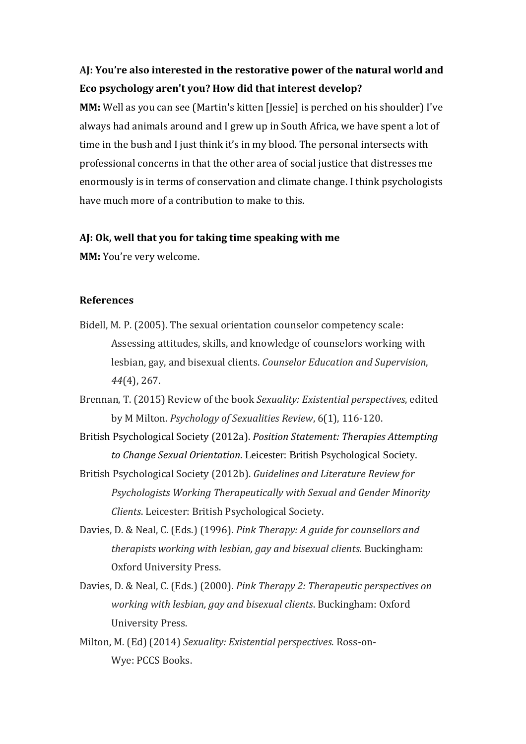**AJ: You're also interested in the restorative power of the natural world and Eco psychology aren't you? How did that interest develop?**

**MM:** Well as you can see (Martin's kitten [Jessie] is perched on his shoulder) I've always had animals around and I grew up in South Africa, we have spent a lot of time in the bush and I just think it's in my blood. The personal intersects with professional concerns in that the other area of social justice that distresses me enormously is in terms of conservation and climate change. I think psychologists have much more of a contribution to make to this.

**AJ: Ok, well that you for taking time speaking with me**

**MM:** You're very welcome.

### References

Bidell, M. P. (2005). The sexual orientation counselor competency scale: Assessing attitudes, skills, and knowledge of counselors working with lesbian, gay, and bisexual clients. *Counselor Education and Supervision*, *44*(4), 267.

Brennan, T. (2015) Review of the book *Sexuality: Existential perspectives*, edited by M Milton. *Psychology of Sexualities Review*, 6(1), 116-120.

British Psychological Society (2012a). *Position Statement: Therapies Attempting to Change Sexual Orientation*. Leicester: British Psychological Society.

British Psychological Society (2012b). *Guidelines and Literature Review for Psychologists Working Therapeutically with Sexual and Gender Minority Clients*. Leicester: British Psychological Society.

Davies, D. & Neal, C. (Eds.) (1996). *Pink Therapy: A guide for counsellors and therapists working with lesbian, gay and bisexual clients*. Buckingham: Oxford University Press.

Davies, D. & Neal, C. (Eds.) (2000). *Pink Therapy 2: Therapeutic perspectives on working with lesbian, gay and bisexual clients*. Buckingham: Oxford University Press.

Milton, M. (Ed) (2014) *Sexuality: Existential perspectives*. Ross-on-Wye: PCCS Books.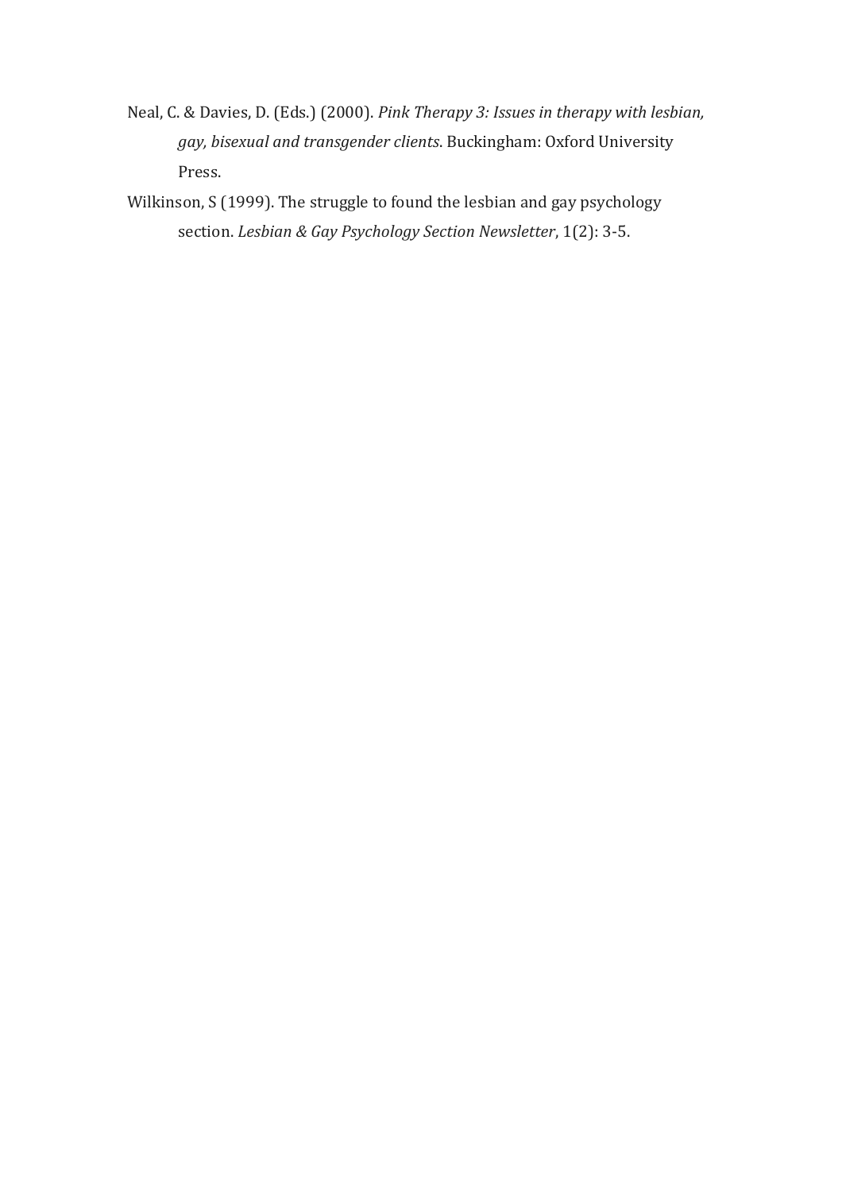Neal, C. & Davies, D. (Eds.) (2000). *Pink Therapy 3: Issues in therapy with lesbian, gay, bisexual and transgender clients*. Buckingham: Oxford University Press.

Wilkinson, S (1999). The struggle to found the lesbian and gay psychology section. *Lesbian & Gay Psychology Section Newsletter*, 1(2): 3-5.